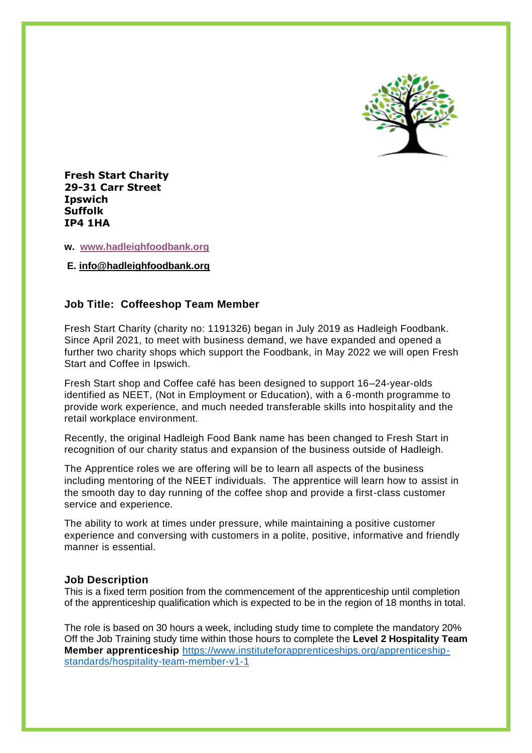**Fresh Start Charity**
**29-31 Carr Street**
**Ipswich**
**Suffolk**
**IP4 1HA**

**W.** **[www.hadleighfoodbank.org](http://www.hadleighfoodbank.org)**

**E.** **[info@hadleighfoodbank.org](mailto:info@hadleighfoodbank.org)**

## Job Title: Coffeeshop Team Member

Fresh Start Charity (charity no: 1191326) began in July 2019 as Hadleigh Foodbank. Since April 2021, to meet with business demand, we have expanded and opened a further two charity shops which support the Foodbank, in May 2022 we will open Fresh Start and Coffee in Ipswich.

Fresh Start shop and Coffee café has been designed to support 16–24-year-olds identified as NEET, (Not in Employment or Education), with a 6-month programme to provide work experience, and much needed transferable skills into hospitality and the retail workplace environment.

Recently, the original Hadleigh Food Bank name has been changed to Fresh Start in recognition of our charity status and expansion of the business outside of Hadleigh.

The Apprentice roles we are offering will be to learn all aspects of the business including mentoring of the NEET individuals. The apprentice will learn how to assist in the smooth day to day running of the coffee shop and provide a first-class customer service and experience.

The ability to work at times under pressure, while maintaining a positive customer experience and conversing with customers in a polite, positive, informative and friendly manner is essential.

## Job Description

This is a fixed term position from the commencement of the apprenticeship until completion of the apprenticeship qualification which is expected to be in the region of 18 months in total.

The role is based on 30 hours a week, including study time to complete the mandatory 20% Off the Job Training study time within those hours to complete the **Level 2 Hospitality Team Member apprenticeship** [https://www.instituteforapprenticeships.org/apprenticeship-standards/hospitality-team-member-v1-1](https://www.instituteforapprenticeships.org/apprenticeship-standards/hospitality-team-member-v1-1)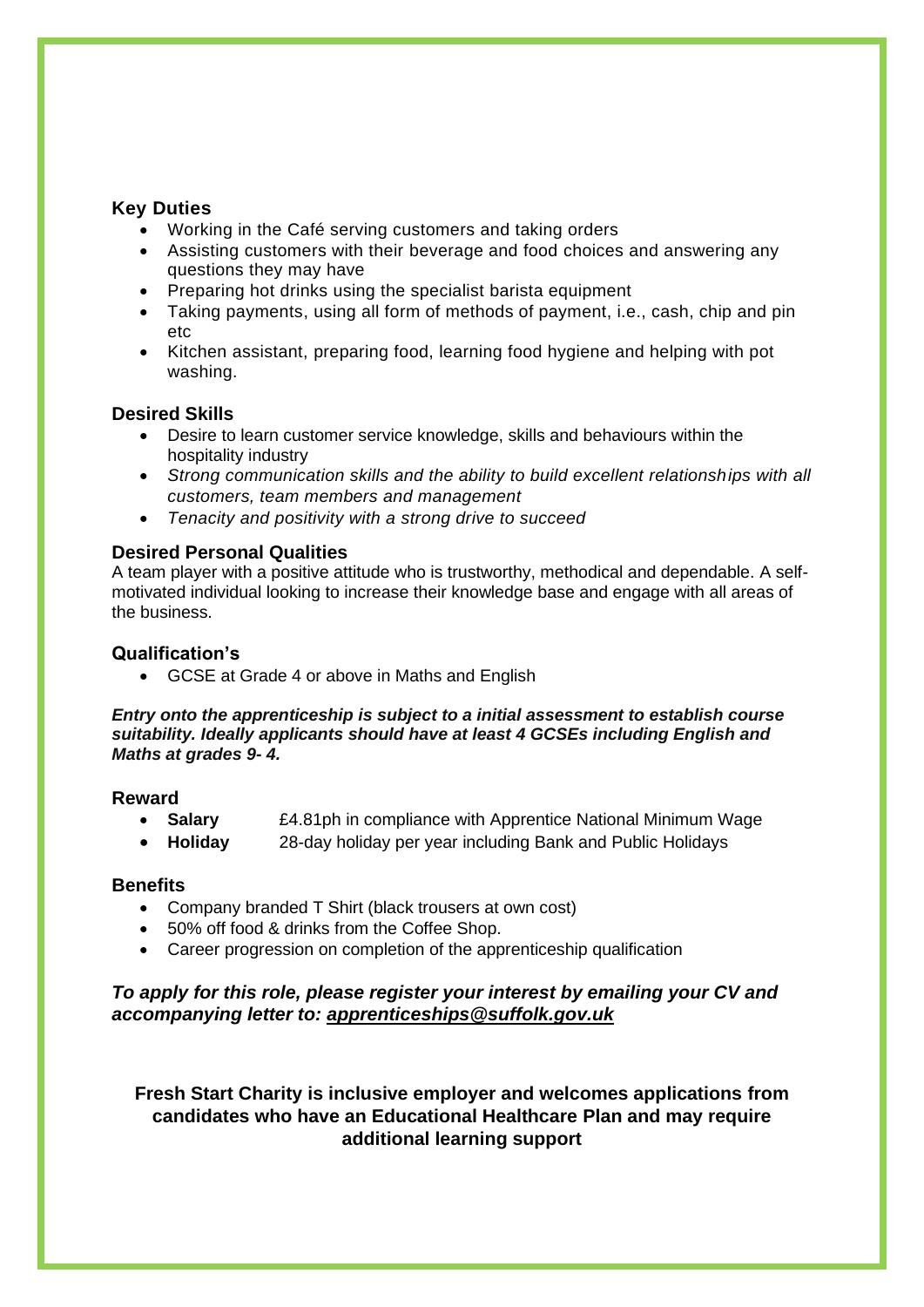### Key Duties

- Working in the Café serving customers and taking orders
- Assisting customers with their beverage and food choices and answering any questions they may have
- Preparing hot drinks using the specialist barista equipment
- Taking payments, using all form of methods of payment, i.e., cash, chip and pin etc
- Kitchen assistant, preparing food, learning food hygiene and helping with pot washing.

### Desired Skills

- Desire to learn customer service knowledge, skills and behaviours within the hospitality industry
- *Strong communication skills and the ability to build excellent relationships with all customers, team members and management*
- *Tenacity and positivity with a strong drive to succeed*

### Desired Personal Qualities

A team player with a positive attitude who is trustworthy, methodical and dependable. A self-motivated individual looking to increase their knowledge base and engage with all areas of the business.

### Qualification's

- GCSE at Grade 4 or above in Maths and English

***Entry onto the apprenticeship is subject to a initial assessment to establish course suitability. Ideally applicants should have at least 4 GCSEs including English and Maths at grades 9- 4.***

### Reward

- **Salary** £4.81ph in compliance with Apprentice National Minimum Wage
- **Holiday** 28-day holiday per year including Bank and Public Holidays

### Benefits

- Company branded T Shirt (black trousers at own cost)
- 50% off food & drinks from the Coffee Shop.
- Career progression on completion of the apprenticeship qualification

***To apply for this role, please register your interest by emailing your CV and accompanying letter to: apprenticeships@suffolk.gov.uk***

**Fresh Start Charity is inclusive employer and welcomes applications from candidates who have an Educational Healthcare Plan and may require additional learning support**